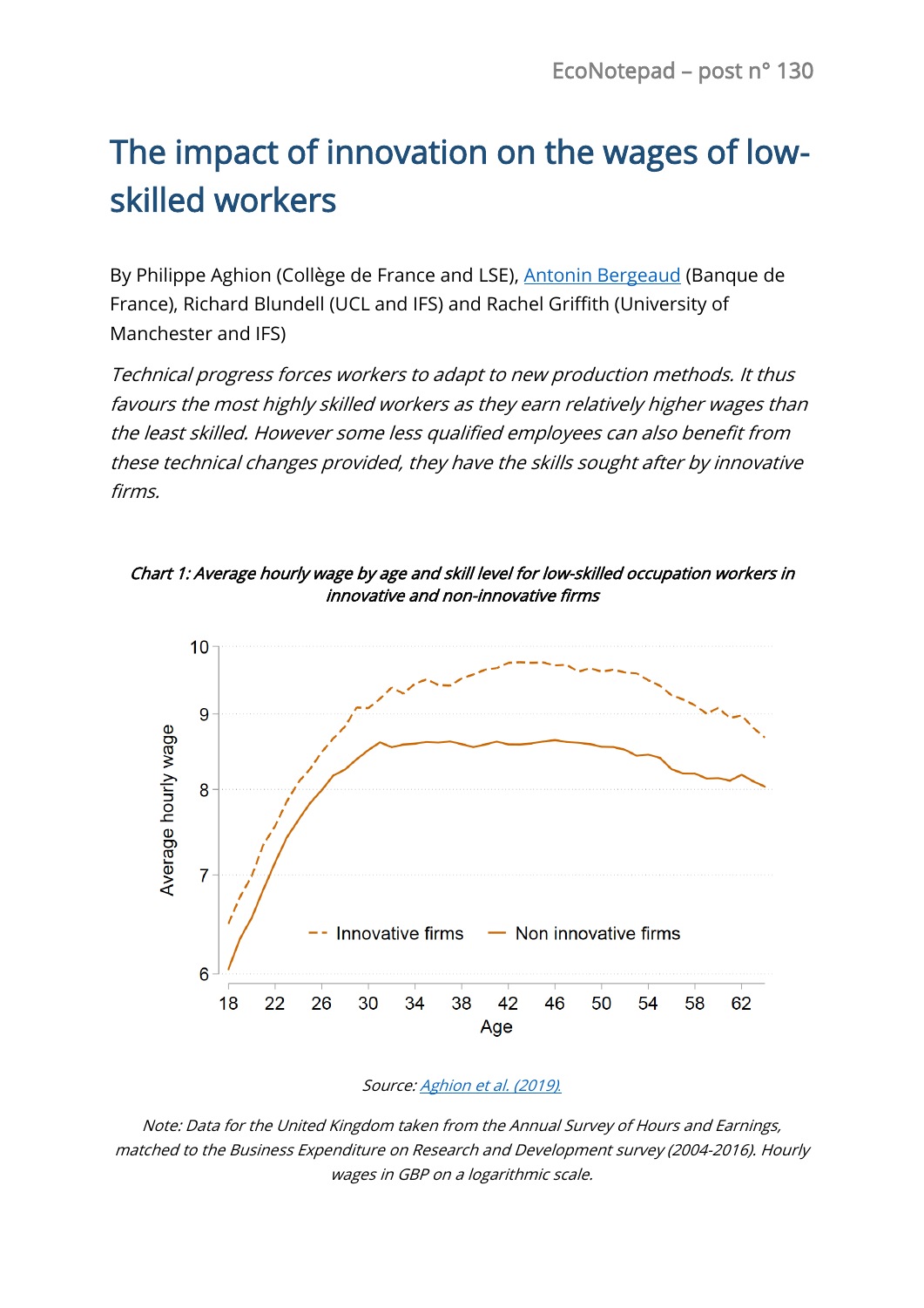# The impact of innovation on the wages of low-skilled workers

By Philippe Aghion (Collège de France and LSE), Antonin Bergeaud (Banque de France), Richard Blundell (UCL and IFS) and Rachel Griffith (University of Manchester and IFS)

*Technical progress forces workers to adapt to new production methods. It thus favours the most highly skilled workers as they earn relatively higher wages than the least skilled. However some less qualified employees can also benefit from these technical changes provided, they have the skills sought after by innovative firms.*

*Chart 1: Average hourly wage by age and skill level for low-skilled occupation workers in innovative and non-innovative firms*

*Source: Aghion et al. (2019).*

*Note: Data for the United Kingdom taken from the Annual Survey of Hours and Earnings, matched to the Business Expenditure on Research and Development survey (2004-2016). Hourly wages in GBP on a logarithmic scale.*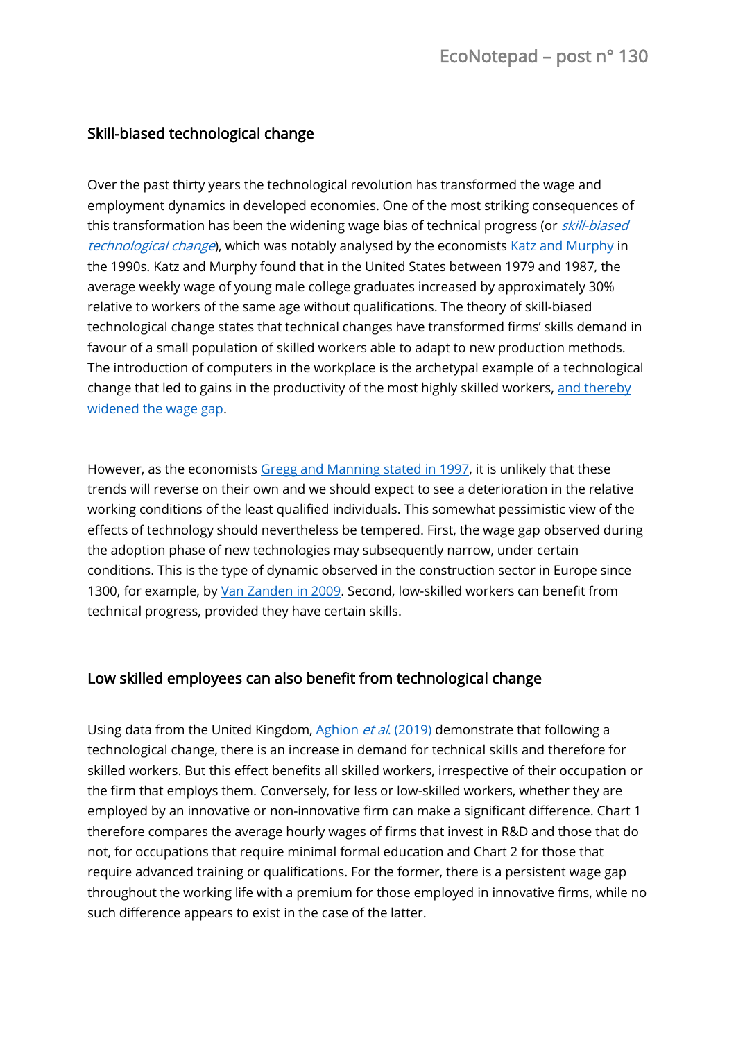## Skill-biased technological change

Over the past thirty years the technological revolution has transformed the wage and employment dynamics in developed economies. One of the most striking consequences of this transformation has been the widening wage bias of technical progress (or *skill-biased technological change*), which was notably analysed by the economists Katz and Murphy in the 1990s. Katz and Murphy found that in the United States between 1979 and 1987, the average weekly wage of young male college graduates increased by approximately 30% relative to workers of the same age without qualifications. The theory of skill-biased technological change states that technical changes have transformed firms' skills demand in favour of a small population of skilled workers able to adapt to new production methods. The introduction of computers in the workplace is the archetypal example of a technological change that led to gains in the productivity of the most highly skilled workers, and thereby widened the wage gap.

However, as the economists Gregg and Manning stated in 1997, it is unlikely that these trends will reverse on their own and we should expect to see a deterioration in the relative working conditions of the least qualified individuals. This somewhat pessimistic view of the effects of technology should nevertheless be tempered. First, the wage gap observed during the adoption phase of new technologies may subsequently narrow, under certain conditions. This is the type of dynamic observed in the construction sector in Europe since 1300, for example, by Van Zanden in 2009. Second, low-skilled workers can benefit from technical progress, provided they have certain skills.

## Low skilled employees can also benefit from technological change

Using data from the United Kingdom, Aghion *et al.* (2019) demonstrate that following a technological change, there is an increase in demand for technical skills and therefore for skilled workers. But this effect benefits all skilled workers, irrespective of their occupation or the firm that employs them. Conversely, for less or low-skilled workers, whether they are employed by an innovative or non-innovative firm can make a significant difference. Chart 1 therefore compares the average hourly wages of firms that invest in R&D and those that do not, for occupations that require minimal formal education and Chart 2 for those that require advanced training or qualifications. For the former, there is a persistent wage gap throughout the working life with a premium for those employed in innovative firms, while no such difference appears to exist in the case of the latter.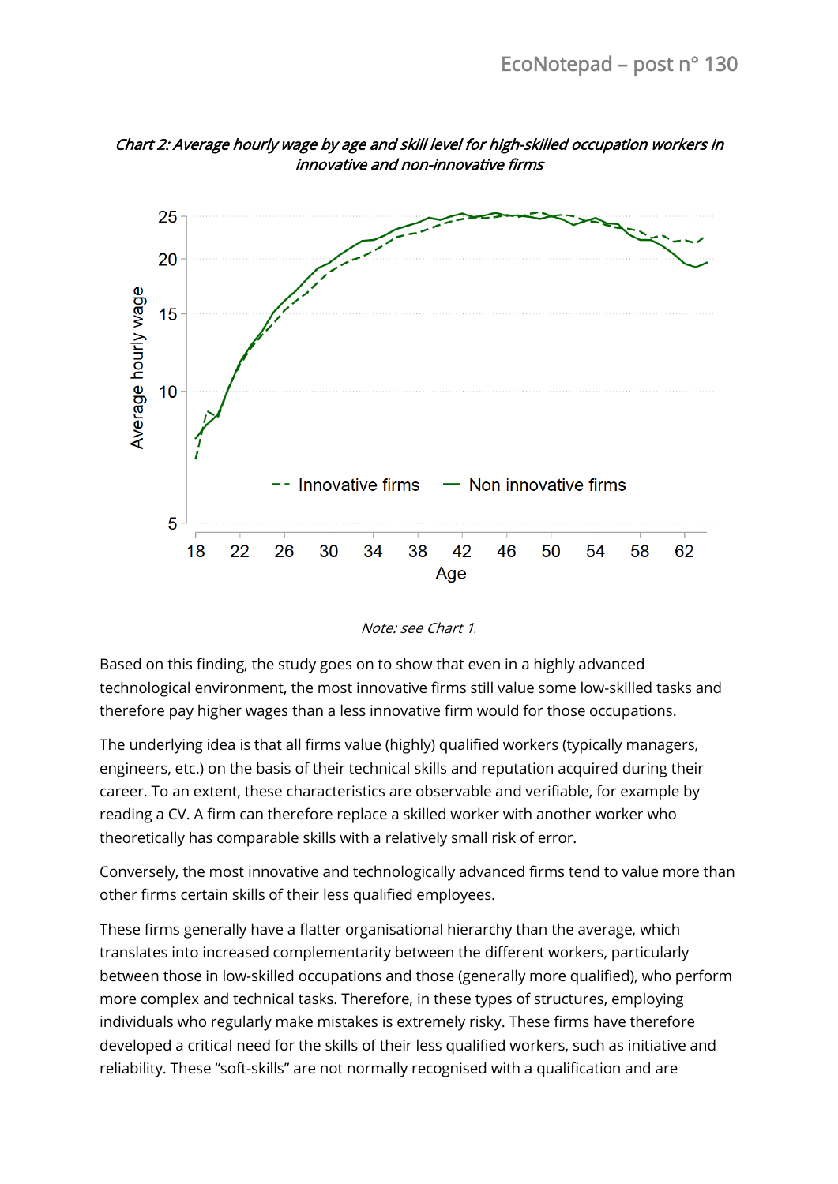*Chart 2: Average hourly wage by age and skill level for high-skilled occupation workers in innovative and non-innovative firms*

*Note: see Chart 1.*

Based on this finding, the study goes on to show that even in a highly advanced technological environment, the most innovative firms still value some low-skilled tasks and therefore pay higher wages than a less innovative firm would for those occupations.

The underlying idea is that all firms value (highly) qualified workers (typically managers, engineers, etc.) on the basis of their technical skills and reputation acquired during their career. To an extent, these characteristics are observable and verifiable, for example by reading a CV. A firm can therefore replace a skilled worker with another worker who theoretically has comparable skills with a relatively small risk of error.

Conversely, the most innovative and technologically advanced firms tend to value more than other firms certain skills of their less qualified employees.

These firms generally have a flatter organisational hierarchy than the average, which translates into increased complementarity between the different workers, particularly between those in low-skilled occupations and those (generally more qualified), who perform more complex and technical tasks. Therefore, in these types of structures, employing individuals who regularly make mistakes is extremely risky. These firms have therefore developed a critical need for the skills of their less qualified workers, such as initiative and reliability. These "soft-skills" are not normally recognised with a qualification and are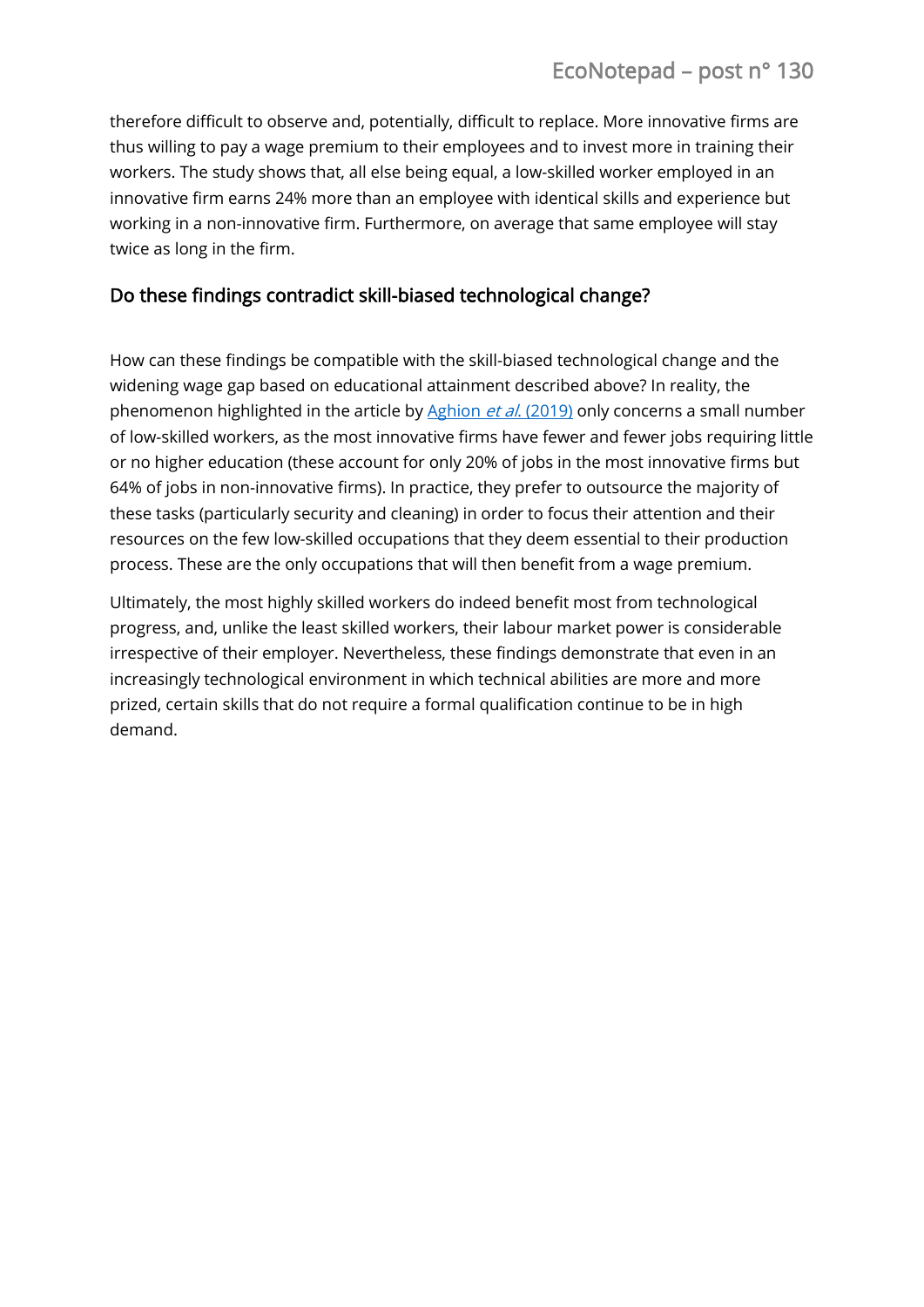therefore difficult to observe and, potentially, difficult to replace. More innovative firms are thus willing to pay a wage premium to their employees and to invest more in training their workers. The study shows that, all else being equal, a low-skilled worker employed in an innovative firm earns 24% more than an employee with identical skills and experience but working in a non-innovative firm. Furthermore, on average that same employee will stay twice as long in the firm.

## Do these findings contradict skill-biased technological change?

How can these findings be compatible with the skill-biased technological change and the widening wage gap based on educational attainment described above? In reality, the phenomenon highlighted in the article by [Aghion *et al.* (2019)] only concerns a small number of low-skilled workers, as the most innovative firms have fewer and fewer jobs requiring little or no higher education (these account for only 20% of jobs in the most innovative firms but 64% of jobs in non-innovative firms). In practice, they prefer to outsource the majority of these tasks (particularly security and cleaning) in order to focus their attention and their resources on the few low-skilled occupations that they deem essential to their production process. These are the only occupations that will then benefit from a wage premium.

Ultimately, the most highly skilled workers do indeed benefit most from technological progress, and, unlike the least skilled workers, their labour market power is considerable irrespective of their employer. Nevertheless, these findings demonstrate that even in an increasingly technological environment in which technical abilities are more and more prized, certain skills that do not require a formal qualification continue to be in high demand.